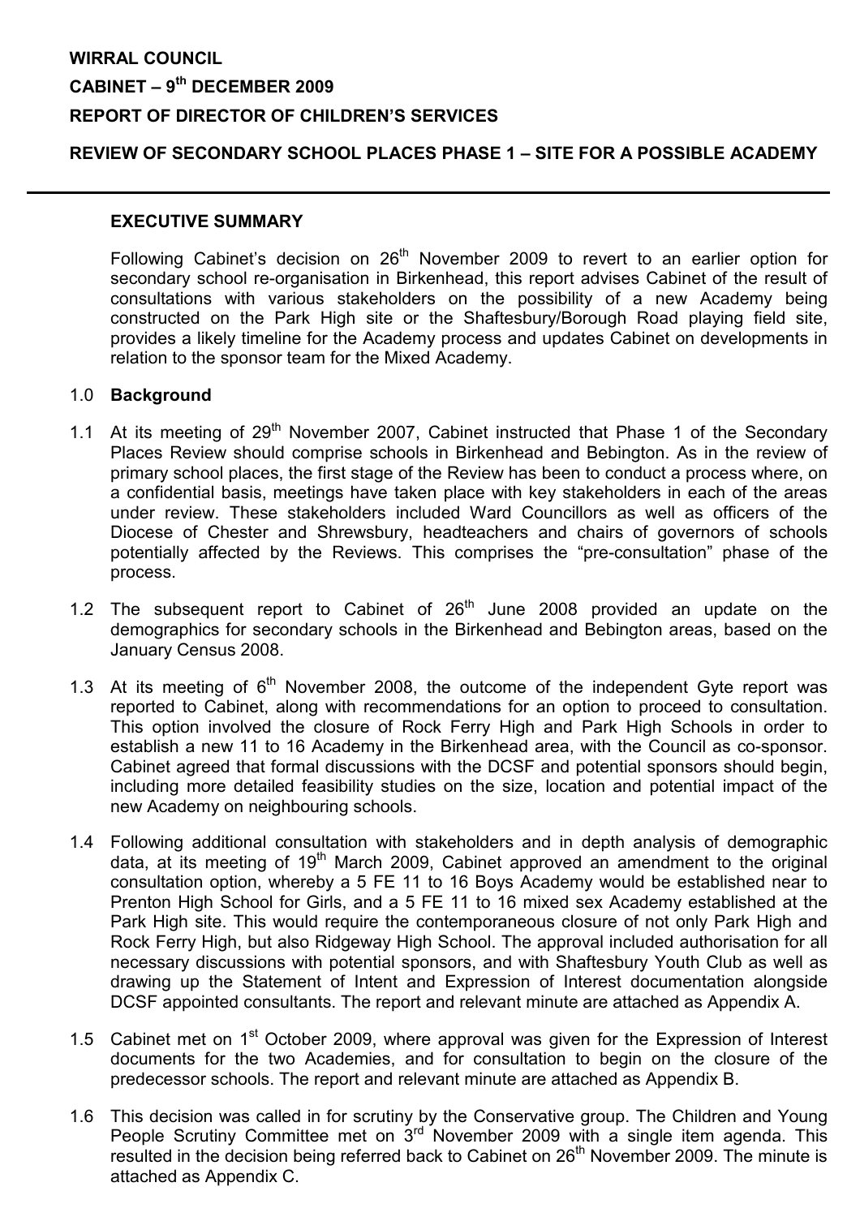**WIRRAL COUNCIL**

**CABINET – 9th DECEMBER 2009**

**REPORT OF DIRECTOR OF CHILDREN'S SERVICES**

**REVIEW OF SECONDARY SCHOOL PLACES PHASE 1 – SITE FOR A POSSIBLE ACADEMY**

---

**EXECUTIVE SUMMARY**

Following Cabinet's decision on 26th November 2009 to revert to an earlier option for secondary school re-organisation in Birkenhead, this report advises Cabinet of the result of consultations with various stakeholders on the possibility of a new Academy being constructed on the Park High site or the Shaftesbury/Borough Road playing field site, provides a likely timeline for the Academy process and updates Cabinet on developments in relation to the sponsor team for the Mixed Academy.

1.0 **Background**

1.1 At its meeting of 29th November 2007, Cabinet instructed that Phase 1 of the Secondary Places Review should comprise schools in Birkenhead and Bebington. As in the review of primary school places, the first stage of the Review has been to conduct a process where, on a confidential basis, meetings have taken place with key stakeholders in each of the areas under review. These stakeholders included Ward Councillors as well as officers of the Diocese of Chester and Shrewsbury, headteachers and chairs of governors of schools potentially affected by the Reviews. This comprises the "pre-consultation" phase of the process.

1.2 The subsequent report to Cabinet of 26th June 2008 provided an update on the demographics for secondary schools in the Birkenhead and Bebington areas, based on the January Census 2008.

1.3 At its meeting of 6th November 2008, the outcome of the independent Gyte report was reported to Cabinet, along with recommendations for an option to proceed to consultation. This option involved the closure of Rock Ferry High and Park High Schools in order to establish a new 11 to 16 Academy in the Birkenhead area, with the Council as co-sponsor. Cabinet agreed that formal discussions with the DCSF and potential sponsors should begin, including more detailed feasibility studies on the size, location and potential impact of the new Academy on neighbouring schools.

1.4 Following additional consultation with stakeholders and in depth analysis of demographic data, at its meeting of 19th March 2009, Cabinet approved an amendment to the original consultation option, whereby a 5 FE 11 to 16 Boys Academy would be established near to Prenton High School for Girls, and a 5 FE 11 to 16 mixed sex Academy established at the Park High site. This would require the contemporaneous closure of not only Park High and Rock Ferry High, but also Ridgeway High School. The approval included authorisation for all necessary discussions with potential sponsors, and with Shaftesbury Youth Club as well as drawing up the Statement of Intent and Expression of Interest documentation alongside DCSF appointed consultants. The report and relevant minute are attached as Appendix A.

1.5 Cabinet met on 1st October 2009, where approval was given for the Expression of Interest documents for the two Academies, and for consultation to begin on the closure of the predecessor schools. The report and relevant minute are attached as Appendix B.

1.6 This decision was called in for scrutiny by the Conservative group. The Children and Young People Scrutiny Committee met on 3rd November 2009 with a single item agenda. This resulted in the decision being referred back to Cabinet on 26th November 2009. The minute is attached as Appendix C.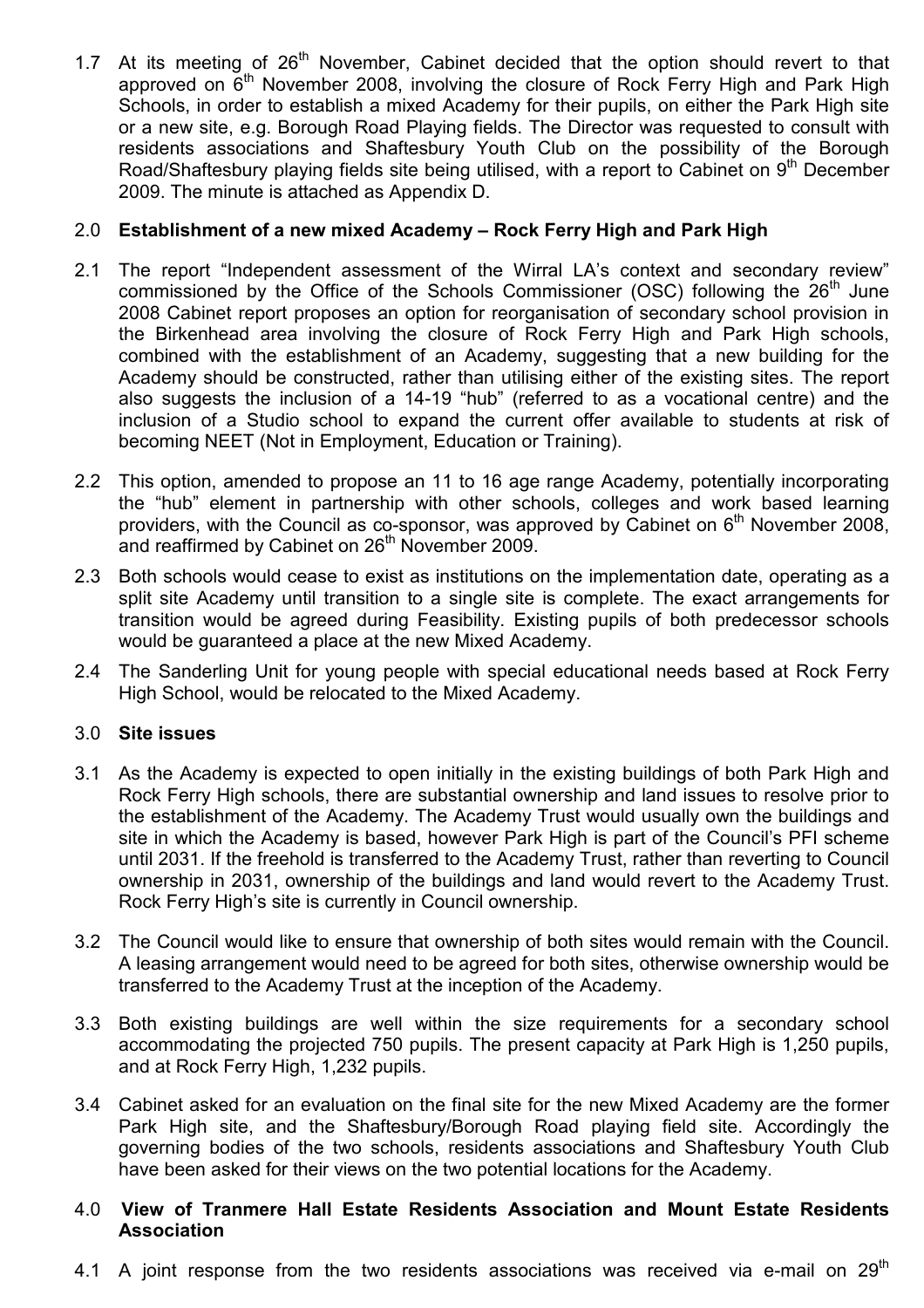1.7 At its meeting of 26th November, Cabinet decided that the option should revert to that approved on 6th November 2008, involving the closure of Rock Ferry High and Park High Schools, in order to establish a mixed Academy for their pupils, on either the Park High site or a new site, e.g. Borough Road Playing fields. The Director was requested to consult with residents associations and Shaftesbury Youth Club on the possibility of the Borough Road/Shaftesbury playing fields site being utilised, with a report to Cabinet on 9th December 2009. The minute is attached as Appendix D.

## 2.0 Establishment of a new mixed Academy – Rock Ferry High and Park High

2.1 The report "Independent assessment of the Wirral LA's context and secondary review" commissioned by the Office of the Schools Commissioner (OSC) following the 26th June 2008 Cabinet report proposes an option for reorganisation of secondary school provision in the Birkenhead area involving the closure of Rock Ferry High and Park High schools, combined with the establishment of an Academy, suggesting that a new building for the Academy should be constructed, rather than utilising either of the existing sites. The report also suggests the inclusion of a 14-19 "hub" (referred to as a vocational centre) and the inclusion of a Studio school to expand the current offer available to students at risk of becoming NEET (Not in Employment, Education or Training).

2.2 This option, amended to propose an 11 to 16 age range Academy, potentially incorporating the "hub" element in partnership with other schools, colleges and work based learning providers, with the Council as co-sponsor, was approved by Cabinet on 6th November 2008, and reaffirmed by Cabinet on 26th November 2009.

2.3 Both schools would cease to exist as institutions on the implementation date, operating as a split site Academy until transition to a single site is complete. The exact arrangements for transition would be agreed during Feasibility. Existing pupils of both predecessor schools would be guaranteed a place at the new Mixed Academy.

2.4 The Sanderling Unit for young people with special educational needs based at Rock Ferry High School, would be relocated to the Mixed Academy.

## 3.0 Site issues

3.1 As the Academy is expected to open initially in the existing buildings of both Park High and Rock Ferry High schools, there are substantial ownership and land issues to resolve prior to the establishment of the Academy. The Academy Trust would usually own the buildings and site in which the Academy is based, however Park High is part of the Council's PFI scheme until 2031. If the freehold is transferred to the Academy Trust, rather than reverting to Council ownership in 2031, ownership of the buildings and land would revert to the Academy Trust. Rock Ferry High's site is currently in Council ownership.

3.2 The Council would like to ensure that ownership of both sites would remain with the Council. A leasing arrangement would need to be agreed for both sites, otherwise ownership would be transferred to the Academy Trust at the inception of the Academy.

3.3 Both existing buildings are well within the size requirements for a secondary school accommodating the projected 750 pupils. The present capacity at Park High is 1,250 pupils, and at Rock Ferry High, 1,232 pupils.

3.4 Cabinet asked for an evaluation on the final site for the new Mixed Academy are the former Park High site, and the Shaftesbury/Borough Road playing field site. Accordingly the governing bodies of the two schools, residents associations and Shaftesbury Youth Club have been asked for their views on the two potential locations for the Academy.

## 4.0 View of Tranmere Hall Estate Residents Association and Mount Estate Residents Association

4.1 A joint response from the two residents associations was received via e-mail on 29th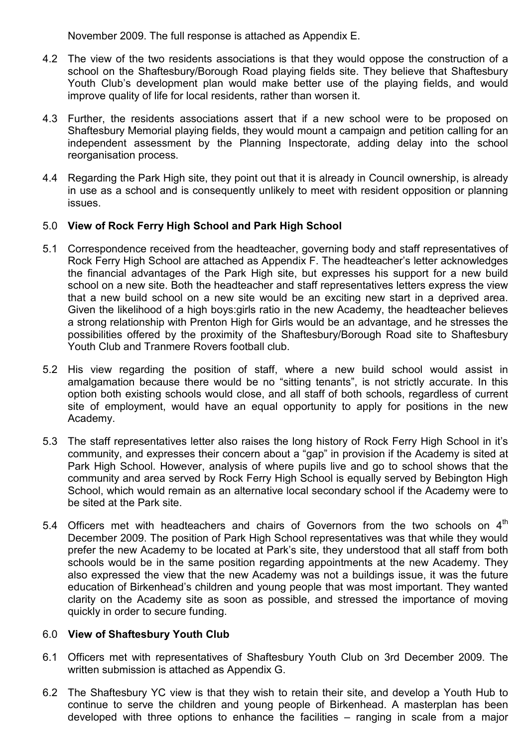November 2009. The full response is attached as Appendix E.

4.2 The view of the two residents associations is that they would oppose the construction of a school on the Shaftesbury/Borough Road playing fields site. They believe that Shaftesbury Youth Club's development plan would make better use of the playing fields, and would improve quality of life for local residents, rather than worsen it.

4.3 Further, the residents associations assert that if a new school were to be proposed on Shaftesbury Memorial playing fields, they would mount a campaign and petition calling for an independent assessment by the Planning Inspectorate, adding delay into the school reorganisation process.

4.4 Regarding the Park High site, they point out that it is already in Council ownership, is already in use as a school and is consequently unlikely to meet with resident opposition or planning issues.

## 5.0 View of Rock Ferry High School and Park High School

5.1 Correspondence received from the headteacher, governing body and staff representatives of Rock Ferry High School are attached as Appendix F. The headteacher's letter acknowledges the financial advantages of the Park High site, but expresses his support for a new build school on a new site. Both the headteacher and staff representatives letters express the view that a new build school on a new site would be an exciting new start in a deprived area. Given the likelihood of a high boys:girls ratio in the new Academy, the headteacher believes a strong relationship with Prenton High for Girls would be an advantage, and he stresses the possibilities offered by the proximity of the Shaftesbury/Borough Road site to Shaftesbury Youth Club and Tranmere Rovers football club.

5.2 His view regarding the position of staff, where a new build school would assist in amalgamation because there would be no "sitting tenants", is not strictly accurate. In this option both existing schools would close, and all staff of both schools, regardless of current site of employment, would have an equal opportunity to apply for positions in the new Academy.

5.3 The staff representatives letter also raises the long history of Rock Ferry High School in it's community, and expresses their concern about a "gap" in provision if the Academy is sited at Park High School. However, analysis of where pupils live and go to school shows that the community and area served by Rock Ferry High School is equally served by Bebington High School, which would remain as an alternative local secondary school if the Academy were to be sited at the Park site.

5.4 Officers met with headteachers and chairs of Governors from the two schools on 4th December 2009. The position of Park High School representatives was that while they would prefer the new Academy to be located at Park's site, they understood that all staff from both schools would be in the same position regarding appointments at the new Academy. They also expressed the view that the new Academy was not a buildings issue, it was the future education of Birkenhead's children and young people that was most important. They wanted clarity on the Academy site as soon as possible, and stressed the importance of moving quickly in order to secure funding.

## 6.0 View of Shaftesbury Youth Club

6.1 Officers met with representatives of Shaftesbury Youth Club on 3rd December 2009. The written submission is attached as Appendix G.

6.2 The Shaftesbury YC view is that they wish to retain their site, and develop a Youth Hub to continue to serve the children and young people of Birkenhead. A masterplan has been developed with three options to enhance the facilities – ranging in scale from a major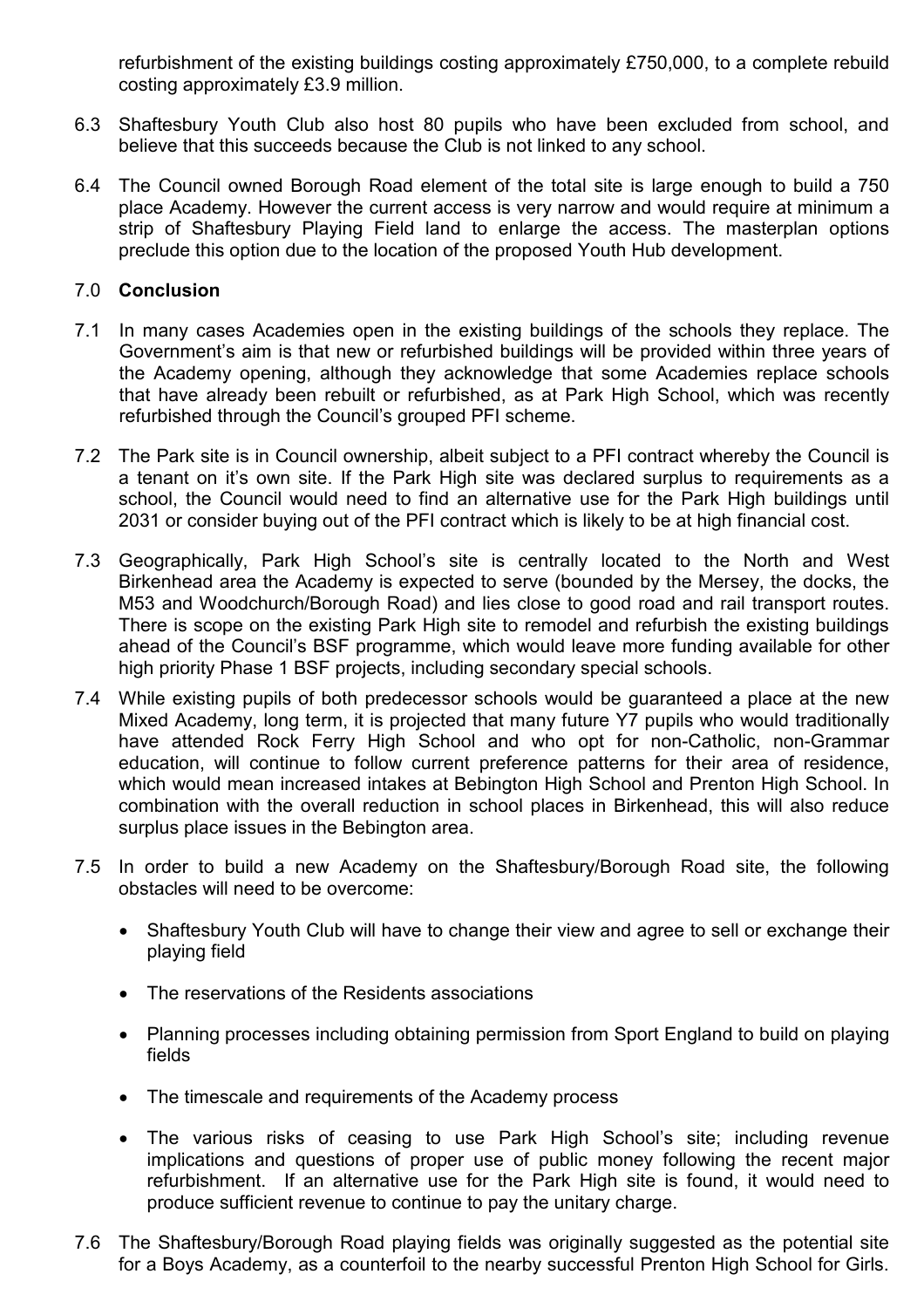refurbishment of the existing buildings costing approximately £750,000, to a complete rebuild costing approximately £3.9 million.

6.3 Shaftesbury Youth Club also host 80 pupils who have been excluded from school, and believe that this succeeds because the Club is not linked to any school.

6.4 The Council owned Borough Road element of the total site is large enough to build a 750 place Academy. However the current access is very narrow and would require at minimum a strip of Shaftesbury Playing Field land to enlarge the access. The masterplan options preclude this option due to the location of the proposed Youth Hub development.

## 7.0 Conclusion

7.1 In many cases Academies open in the existing buildings of the schools they replace. The Government's aim is that new or refurbished buildings will be provided within three years of the Academy opening, although they acknowledge that some Academies replace schools that have already been rebuilt or refurbished, as at Park High School, which was recently refurbished through the Council's grouped PFI scheme.

7.2 The Park site is in Council ownership, albeit subject to a PFI contract whereby the Council is a tenant on it's own site. If the Park High site was declared surplus to requirements as a school, the Council would need to find an alternative use for the Park High buildings until 2031 or consider buying out of the PFI contract which is likely to be at high financial cost.

7.3 Geographically, Park High School's site is centrally located to the North and West Birkenhead area the Academy is expected to serve (bounded by the Mersey, the docks, the M53 and Woodchurch/Borough Road) and lies close to good road and rail transport routes. There is scope on the existing Park High site to remodel and refurbish the existing buildings ahead of the Council's BSF programme, which would leave more funding available for other high priority Phase 1 BSF projects, including secondary special schools.

7.4 While existing pupils of both predecessor schools would be guaranteed a place at the new Mixed Academy, long term, it is projected that many future Y7 pupils who would traditionally have attended Rock Ferry High School and who opt for non-Catholic, non-Grammar education, will continue to follow current preference patterns for their area of residence, which would mean increased intakes at Bebington High School and Prenton High School. In combination with the overall reduction in school places in Birkenhead, this will also reduce surplus place issues in the Bebington area.

7.5 In order to build a new Academy on the Shaftesbury/Borough Road site, the following obstacles will need to be overcome:

- Shaftesbury Youth Club will have to change their view and agree to sell or exchange their playing field
- The reservations of the Residents associations
- Planning processes including obtaining permission from Sport England to build on playing fields
- The timescale and requirements of the Academy process
- The various risks of ceasing to use Park High School's site; including revenue implications and questions of proper use of public money following the recent major refurbishment. If an alternative use for the Park High site is found, it would need to produce sufficient revenue to continue to pay the unitary charge.

7.6 The Shaftesbury/Borough Road playing fields was originally suggested as the potential site for a Boys Academy, as a counterfoil to the nearby successful Prenton High School for Girls.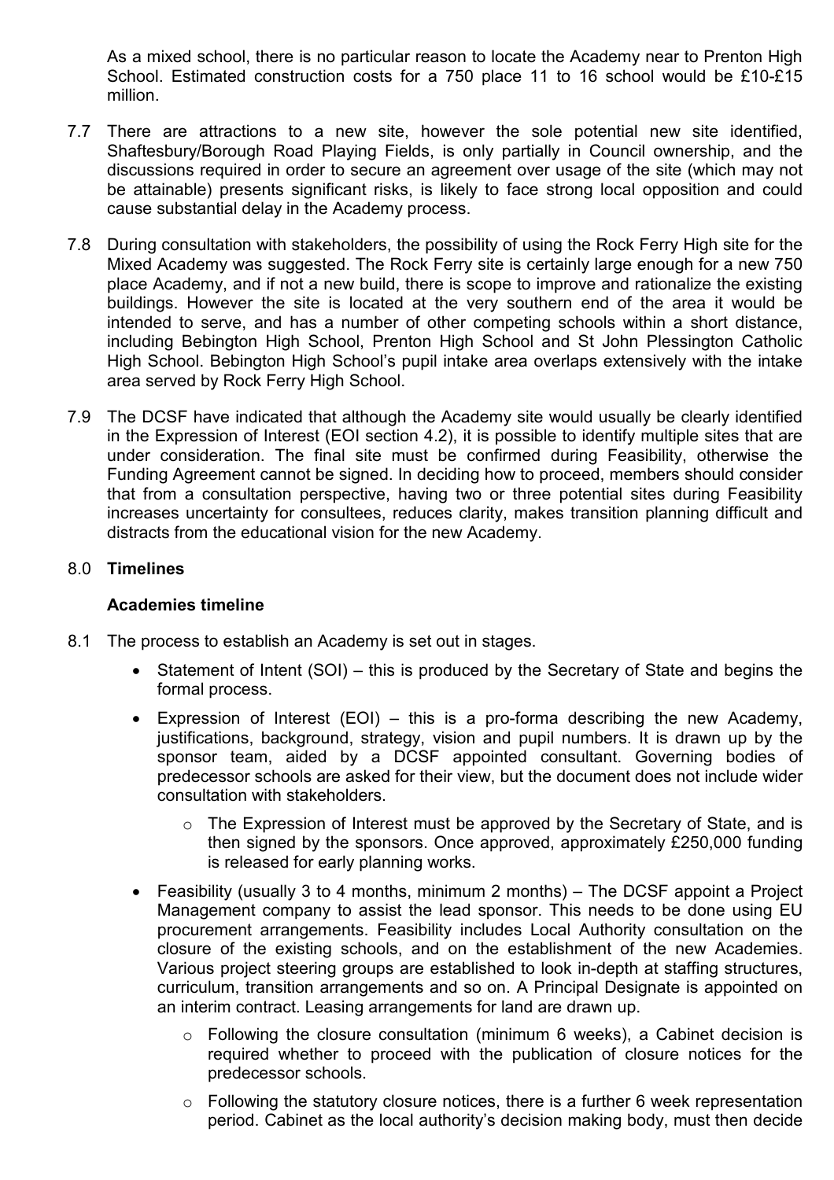As a mixed school, there is no particular reason to locate the Academy near to Prenton High School. Estimated construction costs for a 750 place 11 to 16 school would be £10-£15 million.

7.7 There are attractions to a new site, however the sole potential new site identified, Shaftesbury/Borough Road Playing Fields, is only partially in Council ownership, and the discussions required in order to secure an agreement over usage of the site (which may not be attainable) presents significant risks, is likely to face strong local opposition and could cause substantial delay in the Academy process.

7.8 During consultation with stakeholders, the possibility of using the Rock Ferry High site for the Mixed Academy was suggested. The Rock Ferry site is certainly large enough for a new 750 place Academy, and if not a new build, there is scope to improve and rationalize the existing buildings. However the site is located at the very southern end of the area it would be intended to serve, and has a number of other competing schools within a short distance, including Bebington High School, Prenton High School and St John Plessington Catholic High School. Bebington High School's pupil intake area overlaps extensively with the intake area served by Rock Ferry High School.

7.9 The DCSF have indicated that although the Academy site would usually be clearly identified in the Expression of Interest (EOI section 4.2), it is possible to identify multiple sites that are under consideration. The final site must be confirmed during Feasibility, otherwise the Funding Agreement cannot be signed. In deciding how to proceed, members should consider that from a consultation perspective, having two or three potential sites during Feasibility increases uncertainty for consultees, reduces clarity, makes transition planning difficult and distracts from the educational vision for the new Academy.

## 8.0 **Timelines**

### **Academies timeline**

8.1 The process to establish an Academy is set out in stages.

- Statement of Intent (SOI) – this is produced by the Secretary of State and begins the formal process.
- Expression of Interest (EOI) – this is a pro-forma describing the new Academy, justifications, background, strategy, vision and pupil numbers. It is drawn up by the sponsor team, aided by a DCSF appointed consultant. Governing bodies of predecessor schools are asked for their view, but the document does not include wider consultation with stakeholders.
    - The Expression of Interest must be approved by the Secretary of State, and is then signed by the sponsors. Once approved, approximately £250,000 funding is released for early planning works.
- Feasibility (usually 3 to 4 months, minimum 2 months) – The DCSF appoint a Project Management company to assist the lead sponsor. This needs to be done using EU procurement arrangements. Feasibility includes Local Authority consultation on the closure of the existing schools, and on the establishment of the new Academies. Various project steering groups are established to look in-depth at staffing structures, curriculum, transition arrangements and so on. A Principal Designate is appointed on an interim contract. Leasing arrangements for land are drawn up.
    - Following the closure consultation (minimum 6 weeks), a Cabinet decision is required whether to proceed with the publication of closure notices for the predecessor schools.
    - Following the statutory closure notices, there is a further 6 week representation period. Cabinet as the local authority's decision making body, must then decide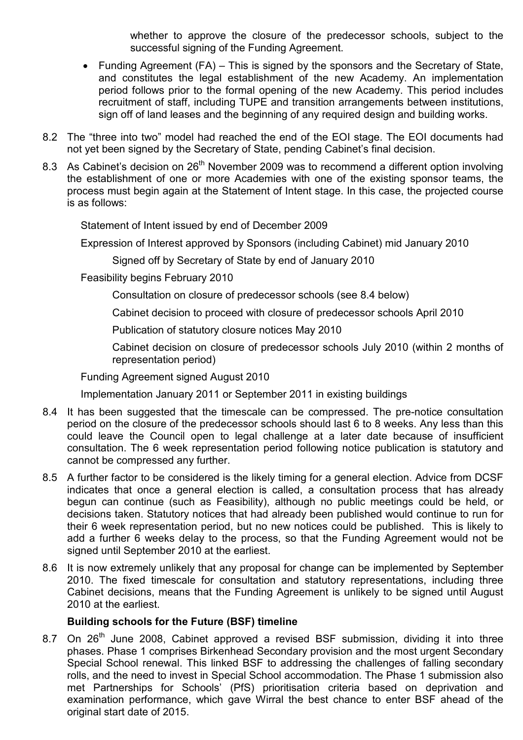whether to approve the closure of the predecessor schools, subject to the successful signing of the Funding Agreement.

- Funding Agreement (FA) – This is signed by the sponsors and the Secretary of State, and constitutes the legal establishment of the new Academy. An implementation period follows prior to the formal opening of the new Academy. This period includes recruitment of staff, including TUPE and transition arrangements between institutions, sign off of land leases and the beginning of any required design and building works.

8.2 The "three into two" model had reached the end of the EOI stage. The EOI documents had not yet been signed by the Secretary of State, pending Cabinet's final decision.

8.3 As Cabinet's decision on 26th November 2009 was to recommend a different option involving the establishment of one or more Academies with one of the existing sponsor teams, the process must begin again at the Statement of Intent stage. In this case, the projected course is as follows:

Statement of Intent issued by end of December 2009

Expression of Interest approved by Sponsors (including Cabinet) mid January 2010

- Signed off by Secretary of State by end of January 2010

Feasibility begins February 2010

- Consultation on closure of predecessor schools (see 8.4 below)
- Cabinet decision to proceed with closure of predecessor schools April 2010
- Publication of statutory closure notices May 2010
- Cabinet decision on closure of predecessor schools July 2010 (within 2 months of representation period)

Funding Agreement signed August 2010

Implementation January 2011 or September 2011 in existing buildings

8.4 It has been suggested that the timescale can be compressed. The pre-notice consultation period on the closure of the predecessor schools should last 6 to 8 weeks. Any less than this could leave the Council open to legal challenge at a later date because of insufficient consultation. The 6 week representation period following notice publication is statutory and cannot be compressed any further.

8.5 A further factor to be considered is the likely timing for a general election. Advice from DCSF indicates that once a general election is called, a consultation process that has already begun can continue (such as Feasibility), although no public meetings could be held, or decisions taken. Statutory notices that had already been published would continue to run for their 6 week representation period, but no new notices could be published. This is likely to add a further 6 weeks delay to the process, so that the Funding Agreement would not be signed until September 2010 at the earliest.

8.6 It is now extremely unlikely that any proposal for change can be implemented by September 2010. The fixed timescale for consultation and statutory representations, including three Cabinet decisions, means that the Funding Agreement is unlikely to be signed until August 2010 at the earliest.

**Building schools for the Future (BSF) timeline**

8.7 On 26th June 2008, Cabinet approved a revised BSF submission, dividing it into three phases. Phase 1 comprises Birkenhead Secondary provision and the most urgent Secondary Special School renewal. This linked BSF to addressing the challenges of falling secondary rolls, and the need to invest in Special School accommodation. The Phase 1 submission also met Partnerships for Schools' (PfS) prioritisation criteria based on deprivation and examination performance, which gave Wirral the best chance to enter BSF ahead of the original start date of 2015.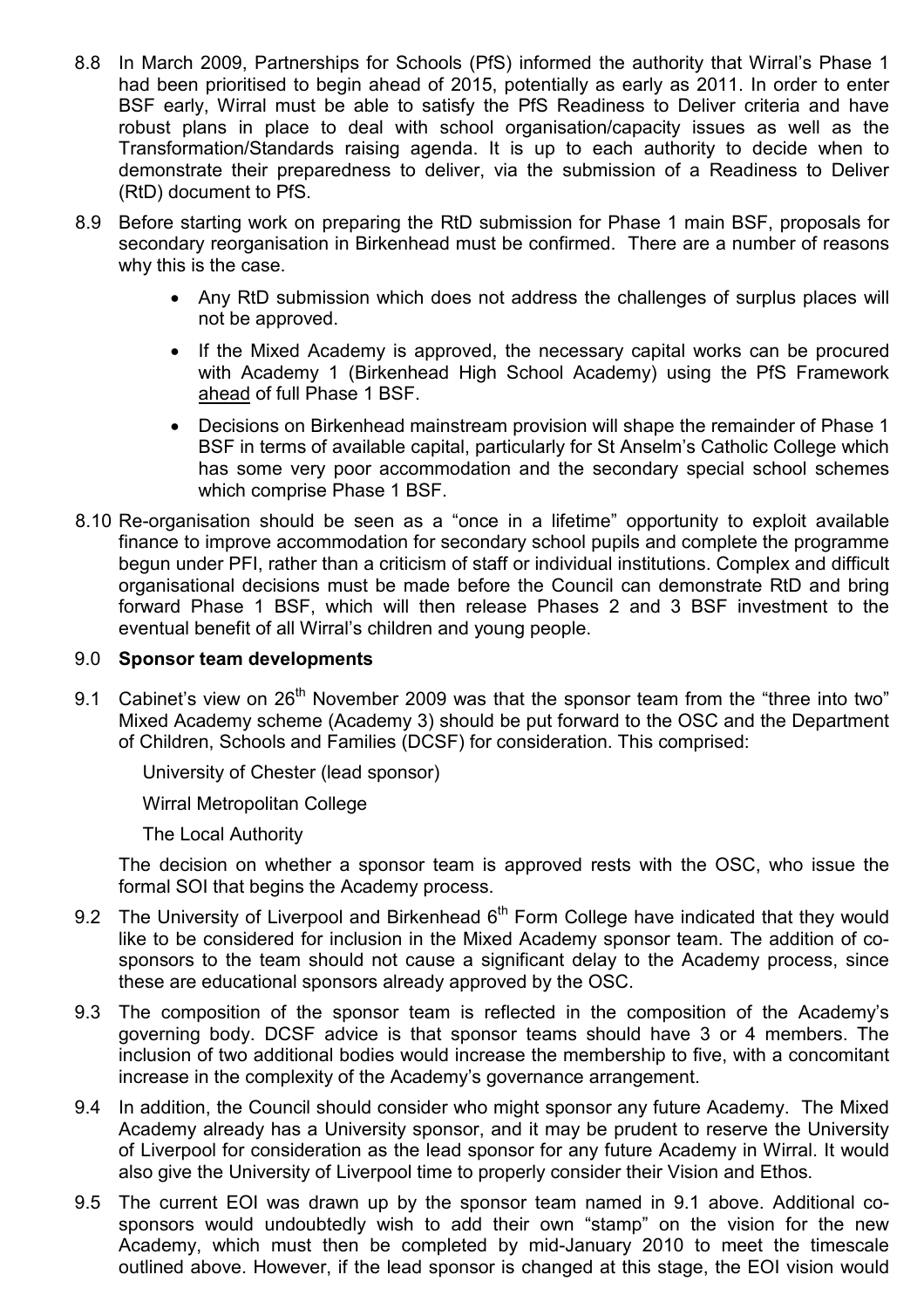8.8 In March 2009, Partnerships for Schools (PfS) informed the authority that Wirral's Phase 1 had been prioritised to begin ahead of 2015, potentially as early as 2011. In order to enter BSF early, Wirral must be able to satisfy the PfS Readiness to Deliver criteria and have robust plans in place to deal with school organisation/capacity issues as well as the Transformation/Standards raising agenda. It is up to each authority to decide when to demonstrate their preparedness to deliver, via the submission of a Readiness to Deliver (RtD) document to PfS.

8.9 Before starting work on preparing the RtD submission for Phase 1 main BSF, proposals for secondary reorganisation in Birkenhead must be confirmed. There are a number of reasons why this is the case.

- Any RtD submission which does not address the challenges of surplus places will not be approved.
- If the Mixed Academy is approved, the necessary capital works can be procured with Academy 1 (Birkenhead High School Academy) using the PfS Framework ahead of full Phase 1 BSF.
- Decisions on Birkenhead mainstream provision will shape the remainder of Phase 1 BSF in terms of available capital, particularly for St Anselm's Catholic College which has some very poor accommodation and the secondary special school schemes which comprise Phase 1 BSF.

8.10 Re-organisation should be seen as a "once in a lifetime" opportunity to exploit available finance to improve accommodation for secondary school pupils and complete the programme begun under PFI, rather than a criticism of staff or individual institutions. Complex and difficult organisational decisions must be made before the Council can demonstrate RtD and bring forward Phase 1 BSF, which will then release Phases 2 and 3 BSF investment to the eventual benefit of all Wirral's children and young people.

## 9.0 Sponsor team developments

9.1 Cabinet's view on 26th November 2009 was that the sponsor team from the "three into two" Mixed Academy scheme (Academy 3) should be put forward to the OSC and the Department of Children, Schools and Families (DCSF) for consideration. This comprised:

University of Chester (lead sponsor)

Wirral Metropolitan College

The Local Authority

The decision on whether a sponsor team is approved rests with the OSC, who issue the formal SOI that begins the Academy process.

9.2 The University of Liverpool and Birkenhead 6th Form College have indicated that they would like to be considered for inclusion in the Mixed Academy sponsor team. The addition of co-sponsors to the team should not cause a significant delay to the Academy process, since these are educational sponsors already approved by the OSC.

9.3 The composition of the sponsor team is reflected in the composition of the Academy's governing body. DCSF advice is that sponsor teams should have 3 or 4 members. The inclusion of two additional bodies would increase the membership to five, with a concomitant increase in the complexity of the Academy's governance arrangement.

9.4 In addition, the Council should consider who might sponsor any future Academy. The Mixed Academy already has a University sponsor, and it may be prudent to reserve the University of Liverpool for consideration as the lead sponsor for any future Academy in Wirral. It would also give the University of Liverpool time to properly consider their Vision and Ethos.

9.5 The current EOI was drawn up by the sponsor team named in 9.1 above. Additional co-sponsors would undoubtedly wish to add their own "stamp" on the vision for the new Academy, which must then be completed by mid-January 2010 to meet the timescale outlined above. However, if the lead sponsor is changed at this stage, the EOI vision would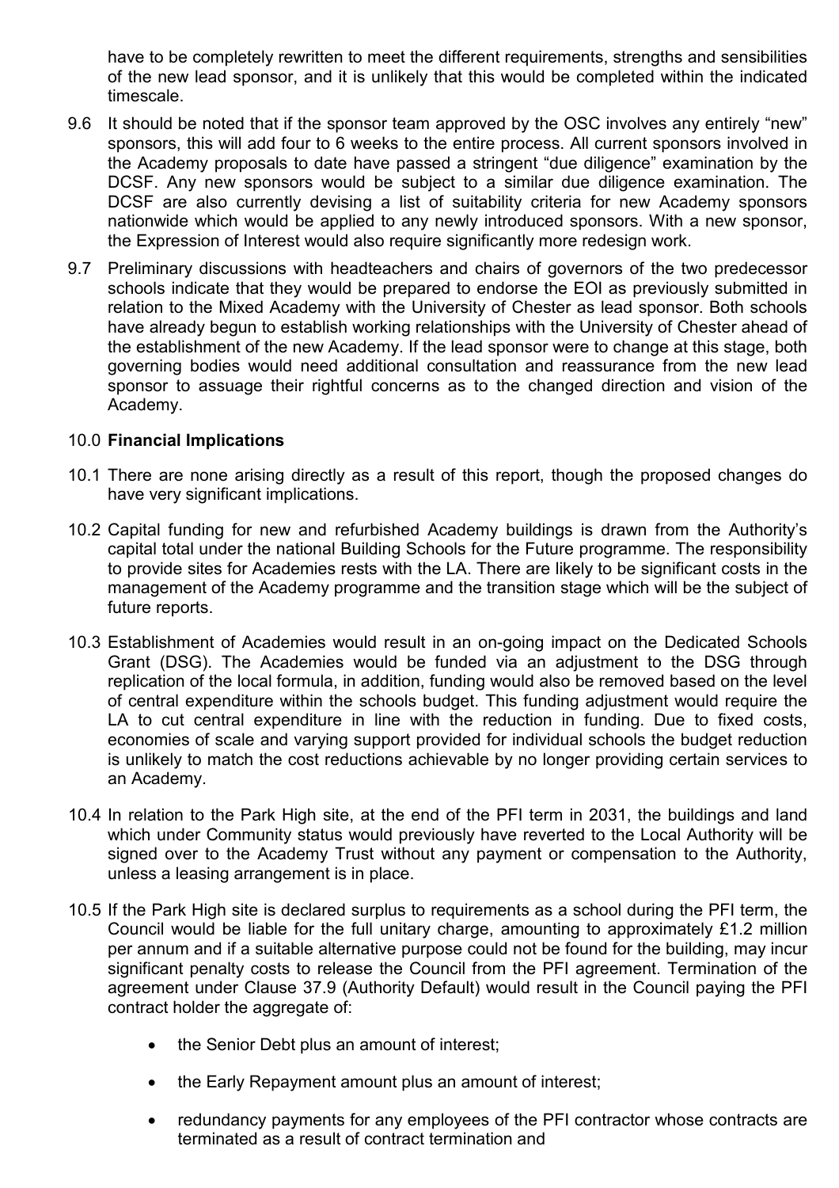have to be completely rewritten to meet the different requirements, strengths and sensibilities of the new lead sponsor, and it is unlikely that this would be completed within the indicated timescale.

9.6 It should be noted that if the sponsor team approved by the OSC involves any entirely "new" sponsors, this will add four to 6 weeks to the entire process. All current sponsors involved in the Academy proposals to date have passed a stringent "due diligence" examination by the DCSF. Any new sponsors would be subject to a similar due diligence examination. The DCSF are also currently devising a list of suitability criteria for new Academy sponsors nationwide which would be applied to any newly introduced sponsors. With a new sponsor, the Expression of Interest would also require significantly more redesign work.

9.7 Preliminary discussions with headteachers and chairs of governors of the two predecessor schools indicate that they would be prepared to endorse the EOI as previously submitted in relation to the Mixed Academy with the University of Chester as lead sponsor. Both schools have already begun to establish working relationships with the University of Chester ahead of the establishment of the new Academy. If the lead sponsor were to change at this stage, both governing bodies would need additional consultation and reassurance from the new lead sponsor to assuage their rightful concerns as to the changed direction and vision of the Academy.

## 10.0 Financial Implications

10.1 There are none arising directly as a result of this report, though the proposed changes do have very significant implications.

10.2 Capital funding for new and refurbished Academy buildings is drawn from the Authority's capital total under the national Building Schools for the Future programme. The responsibility to provide sites for Academies rests with the LA. There are likely to be significant costs in the management of the Academy programme and the transition stage which will be the subject of future reports.

10.3 Establishment of Academies would result in an on-going impact on the Dedicated Schools Grant (DSG). The Academies would be funded via an adjustment to the DSG through replication of the local formula, in addition, funding would also be removed based on the level of central expenditure within the schools budget. This funding adjustment would require the LA to cut central expenditure in line with the reduction in funding. Due to fixed costs, economies of scale and varying support provided for individual schools the budget reduction is unlikely to match the cost reductions achievable by no longer providing certain services to an Academy.

10.4 In relation to the Park High site, at the end of the PFI term in 2031, the buildings and land which under Community status would previously have reverted to the Local Authority will be signed over to the Academy Trust without any payment or compensation to the Authority, unless a leasing arrangement is in place.

10.5 If the Park High site is declared surplus to requirements as a school during the PFI term, the Council would be liable for the full unitary charge, amounting to approximately £1.2 million per annum and if a suitable alternative purpose could not be found for the building, may incur significant penalty costs to release the Council from the PFI agreement. Termination of the agreement under Clause 37.9 (Authority Default) would result in the Council paying the PFI contract holder the aggregate of:

- the Senior Debt plus an amount of interest;
- the Early Repayment amount plus an amount of interest;
- redundancy payments for any employees of the PFI contractor whose contracts are terminated as a result of contract termination and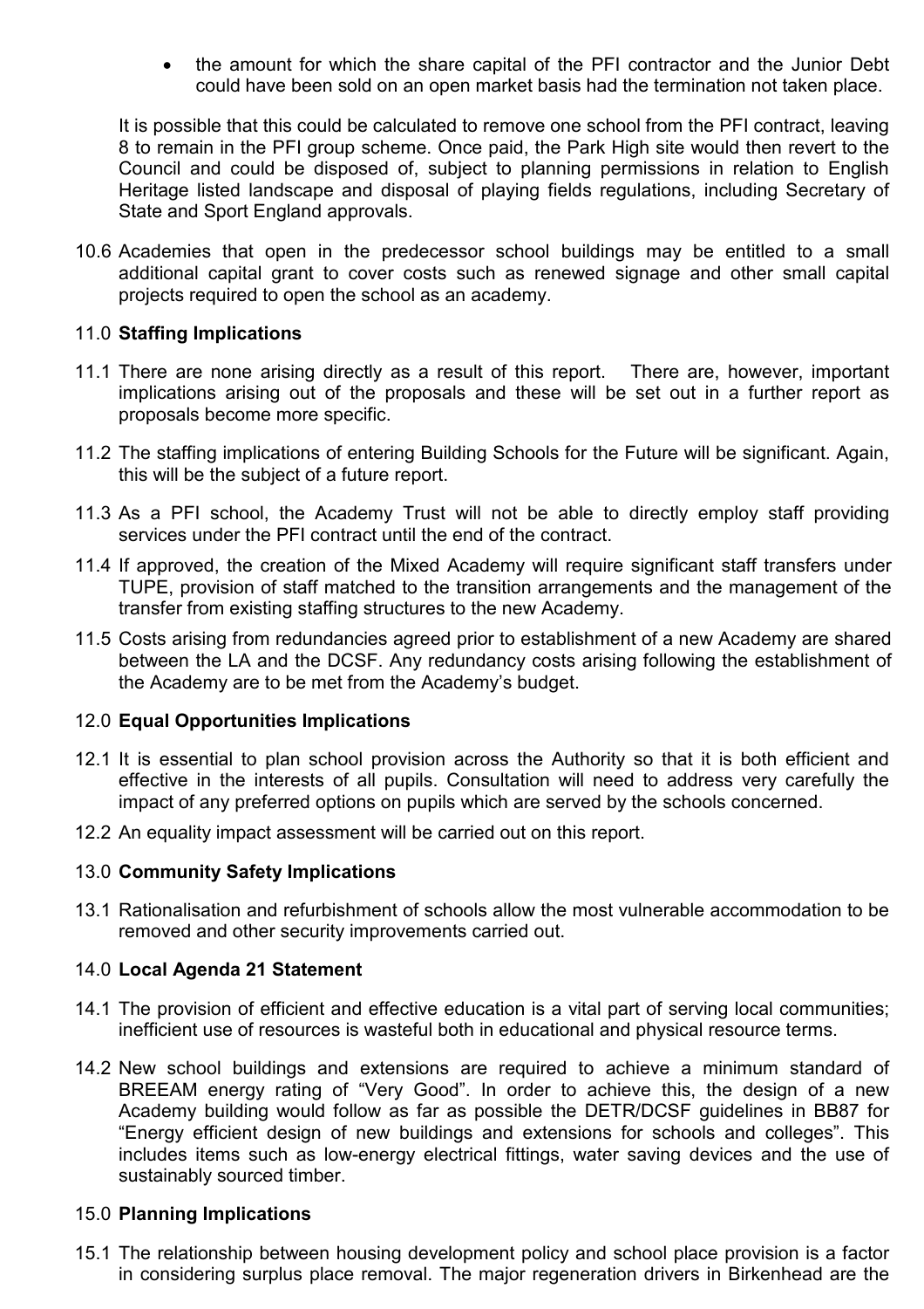- the amount for which the share capital of the PFI contractor and the Junior Debt could have been sold on an open market basis had the termination not taken place.

It is possible that this could be calculated to remove one school from the PFI contract, leaving 8 to remain in the PFI group scheme. Once paid, the Park High site would then revert to the Council and could be disposed of, subject to planning permissions in relation to English Heritage listed landscape and disposal of playing fields regulations, including Secretary of State and Sport England approvals.

10.6 Academies that open in the predecessor school buildings may be entitled to a small additional capital grant to cover costs such as renewed signage and other small capital projects required to open the school as an academy.

## 11.0 **Staffing Implications**

11.1 There are none arising directly as a result of this report. There are, however, important implications arising out of the proposals and these will be set out in a further report as proposals become more specific.

11.2 The staffing implications of entering Building Schools for the Future will be significant. Again, this will be the subject of a future report.

11.3 As a PFI school, the Academy Trust will not be able to directly employ staff providing services under the PFI contract until the end of the contract.

11.4 If approved, the creation of the Mixed Academy will require significant staff transfers under TUPE, provision of staff matched to the transition arrangements and the management of the transfer from existing staffing structures to the new Academy.

11.5 Costs arising from redundancies agreed prior to establishment of a new Academy are shared between the LA and the DCSF. Any redundancy costs arising following the establishment of the Academy are to be met from the Academy's budget.

## 12.0 **Equal Opportunities Implications**

12.1 It is essential to plan school provision across the Authority so that it is both efficient and effective in the interests of all pupils. Consultation will need to address very carefully the impact of any preferred options on pupils which are served by the schools concerned.

12.2 An equality impact assessment will be carried out on this report.

## 13.0 **Community Safety Implications**

13.1 Rationalisation and refurbishment of schools allow the most vulnerable accommodation to be removed and other security improvements carried out.

## 14.0 **Local Agenda 21 Statement**

14.1 The provision of efficient and effective education is a vital part of serving local communities; inefficient use of resources is wasteful both in educational and physical resource terms.

14.2 New school buildings and extensions are required to achieve a minimum standard of BREEAM energy rating of "Very Good". In order to achieve this, the design of a new Academy building would follow as far as possible the DETR/DCSF guidelines in BB87 for "Energy efficient design of new buildings and extensions for schools and colleges". This includes items such as low-energy electrical fittings, water saving devices and the use of sustainably sourced timber.

## 15.0 **Planning Implications**

15.1 The relationship between housing development policy and school place provision is a factor in considering surplus place removal. The major regeneration drivers in Birkenhead are the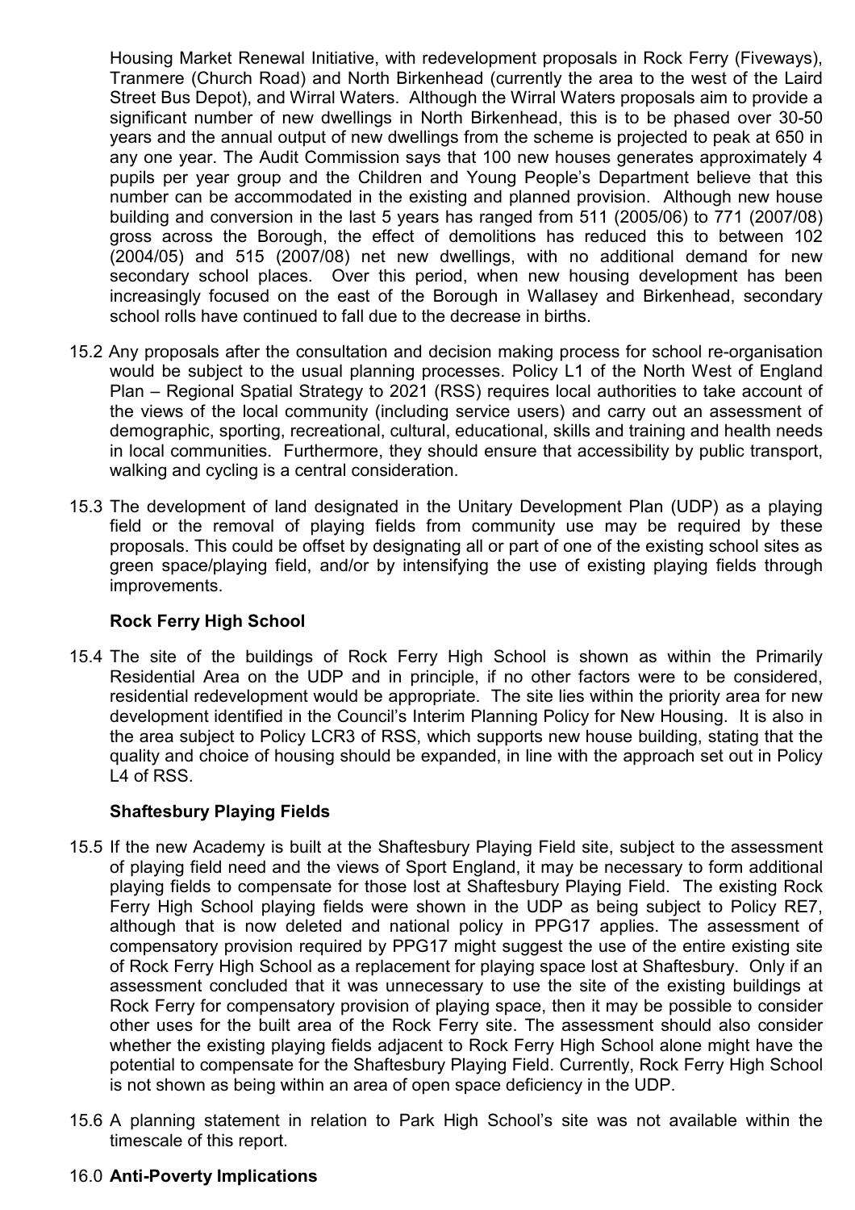Housing Market Renewal Initiative, with redevelopment proposals in Rock Ferry (Fiveways), Tranmere (Church Road) and North Birkenhead (currently the area to the west of the Laird Street Bus Depot), and Wirral Waters. Although the Wirral Waters proposals aim to provide a significant number of new dwellings in North Birkenhead, this is to be phased over 30-50 years and the annual output of new dwellings from the scheme is projected to peak at 650 in any one year. The Audit Commission says that 100 new houses generates approximately 4 pupils per year group and the Children and Young People's Department believe that this number can be accommodated in the existing and planned provision. Although new house building and conversion in the last 5 years has ranged from 511 (2005/06) to 771 (2007/08) gross across the Borough, the effect of demolitions has reduced this to between 102 (2004/05) and 515 (2007/08) net new dwellings, with no additional demand for new secondary school places. Over this period, when new housing development has been increasingly focused on the east of the Borough in Wallasey and Birkenhead, secondary school rolls have continued to fall due to the decrease in births.

15.2 Any proposals after the consultation and decision making process for school re-organisation would be subject to the usual planning processes. Policy L1 of the North West of England Plan – Regional Spatial Strategy to 2021 (RSS) requires local authorities to take account of the views of the local community (including service users) and carry out an assessment of demographic, sporting, recreational, cultural, educational, skills and training and health needs in local communities. Furthermore, they should ensure that accessibility by public transport, walking and cycling is a central consideration.

15.3 The development of land designated in the Unitary Development Plan (UDP) as a playing field or the removal of playing fields from community use may be required by these proposals. This could be offset by designating all or part of one of the existing school sites as green space/playing field, and/or by intensifying the use of existing playing fields through improvements.

**Rock Ferry High School**

15.4 The site of the buildings of Rock Ferry High School is shown as within the Primarily Residential Area on the UDP and in principle, if no other factors were to be considered, residential redevelopment would be appropriate. The site lies within the priority area for new development identified in the Council's Interim Planning Policy for New Housing. It is also in the area subject to Policy LCR3 of RSS, which supports new house building, stating that the quality and choice of housing should be expanded, in line with the approach set out in Policy L4 of RSS.

**Shaftesbury Playing Fields**

15.5 If the new Academy is built at the Shaftesbury Playing Field site, subject to the assessment of playing field need and the views of Sport England, it may be necessary to form additional playing fields to compensate for those lost at Shaftesbury Playing Field. The existing Rock Ferry High School playing fields were shown in the UDP as being subject to Policy RE7, although that is now deleted and national policy in PPG17 applies. The assessment of compensatory provision required by PPG17 might suggest the use of the entire existing site of Rock Ferry High School as a replacement for playing space lost at Shaftesbury. Only if an assessment concluded that it was unnecessary to use the site of the existing buildings at Rock Ferry for compensatory provision of playing space, then it may be possible to consider other uses for the built area of the Rock Ferry site. The assessment should also consider whether the existing playing fields adjacent to Rock Ferry High School alone might have the potential to compensate for the Shaftesbury Playing Field. Currently, Rock Ferry High School is not shown as being within an area of open space deficiency in the UDP.

15.6 A planning statement in relation to Park High School's site was not available within the timescale of this report.

## 16.0 Anti-Poverty Implications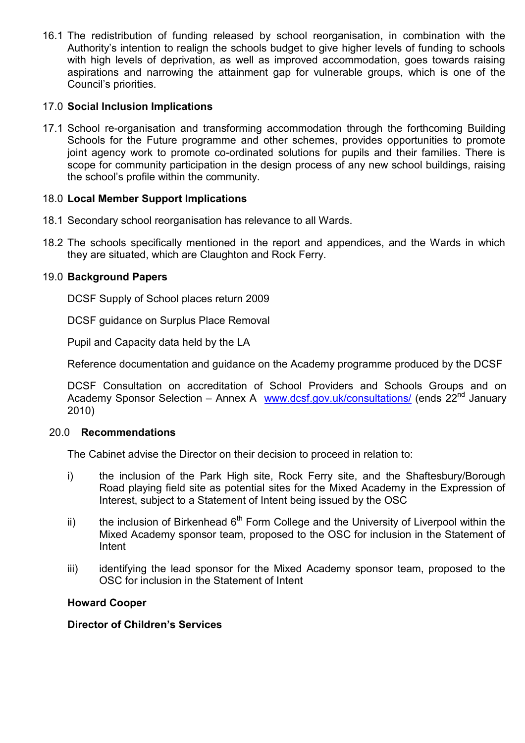16.1 The redistribution of funding released by school reorganisation, in combination with the Authority's intention to realign the schools budget to give higher levels of funding to schools with high levels of deprivation, as well as improved accommodation, goes towards raising aspirations and narrowing the attainment gap for vulnerable groups, which is one of the Council's priorities.

## 17.0 Social Inclusion Implications

17.1 School re-organisation and transforming accommodation through the forthcoming Building Schools for the Future programme and other schemes, provides opportunities to promote joint agency work to promote co-ordinated solutions for pupils and their families. There is scope for community participation in the design process of any new school buildings, raising the school's profile within the community.

## 18.0 Local Member Support Implications

18.1 Secondary school reorganisation has relevance to all Wards.

18.2 The schools specifically mentioned in the report and appendices, and the Wards in which they are situated, which are Claughton and Rock Ferry.

## 19.0 Background Papers

DCSF Supply of School places return 2009

DCSF guidance on Surplus Place Removal

Pupil and Capacity data held by the LA

Reference documentation and guidance on the Academy programme produced by the DCSF

DCSF Consultation on accreditation of School Providers and Schools Groups and on Academy Sponsor Selection – Annex A [www.dcsf.gov.uk/consultations/](www.dcsf.gov.uk/consultations/) (ends 22nd January 2010)

## 20.0 Recommendations

The Cabinet advise the Director on their decision to proceed in relation to:

i) the inclusion of the Park High site, Rock Ferry site, and the Shaftesbury/Borough Road playing field site as potential sites for the Mixed Academy in the Expression of Interest, subject to a Statement of Intent being issued by the OSC

ii) the inclusion of Birkenhead 6th Form College and the University of Liverpool within the Mixed Academy sponsor team, proposed to the OSC for inclusion in the Statement of Intent

iii) identifying the lead sponsor for the Mixed Academy sponsor team, proposed to the OSC for inclusion in the Statement of Intent

**Howard Cooper**

**Director of Children's Services**